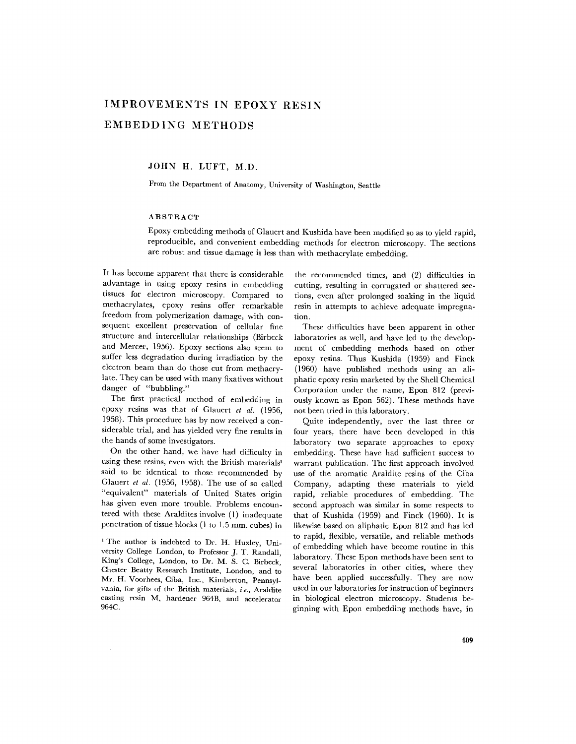# IMPROVEMENTS IN EPOXY RESIN EMBEDDING METHODS

JOHN H. LUFT, M.D.

From the Department of Anatomy, University of Washington, Seattle

## ABSTRACT

Epoxy embedding methods of Glauert and Kushida have been modified so as to yield rapid, reproducible, and convenient embedding methods for electron microscopy. The sections are robust and tissue damage is less than with methacrylate embedding.

It has become apparent that there is considerable advantage in using epoxy resins in embedding tissues for electron microscopy. Compared to methacrylates, epoxy resins offer remarkable freedom from polymerization damage, with consequent excellent preservation of cellular fine structure and intercellular relationships (Birbeck and Mercer, 1956). Epoxy sections also seem to suffer less degradation during irradiation by the electron beam than do those cut from methacrylate. They can be used with many fixatives without danger of "bubbling."

The first practical method of embedding in epoxy resins was that of Glauert *et al.* (1956, 1958). This procedure has by now received a considerable trial, and has yielded very fine results in the hands of some investigators.

On the other hand, we have had difficulty in using these resins, even with the British materials[1] said to be identical to those recommended by Glauert *et al.* (1956, 1958). The use of so called "equivalent" materials of United States origin has given even more trouble. Problems encountered with these Araldites involve (1) inadequate penetration of tissue blocks (1 to 1.5 mm. cubes) in the recommended times, and (2) difficulties in cutting, resulting in corrugated or shattered sections, even after prolonged soaking in the liquid resin in attempts to achieve adequate impregnation.

These difficulties have been apparent in other laboratories as well, and have led to the development of embedding methods based on other epoxy resins. Thus Kushida (1959) and Finck (1960) have published methods using an aliphatic epoxy resin marketed by the Shell Chemical Corporation under the name, Epon 812 (previously known as Epon 562). These methods have not been tried in this laboratory.

Quite independently, over the last three or four years, there have been developed in this laboratory two separate approaches to epoxy embedding. These have had sufficient success to warrant publication. The first approach involved use of the aromatic Araldite resins of the Ciba Company, adapting these materials to yield rapid, reliable procedures of embedding. The second approach was similar in some respects to that of Kushida (1959) and Finck (1960). It is likewise based on aliphatic Epon 812 and has led to rapid, flexible, versatile, and reliable methods of embedding which have become routine in this laboratory. These Epon methods have been sent to several laboratories in other cities, where they have been applied successfully. They are now used in our laboratories for instruction of beginners in biological electron microscopy. Students beginning with Epon embedding methods have, in

[1] The author is indebted to Dr. H. Huxley, University College London, to Professor J. T. Randall, King's College, London, to Dr. M. S. C. Birbeck, Chester Beatty Research Institute, London, and to Mr. H. Voorhees, Ciba, Inc., Kimberton, Pennsylvania, for gifts of the British materials; *i.e.*, Araldite casting resin M, hardener 964B, and accelerator 964C.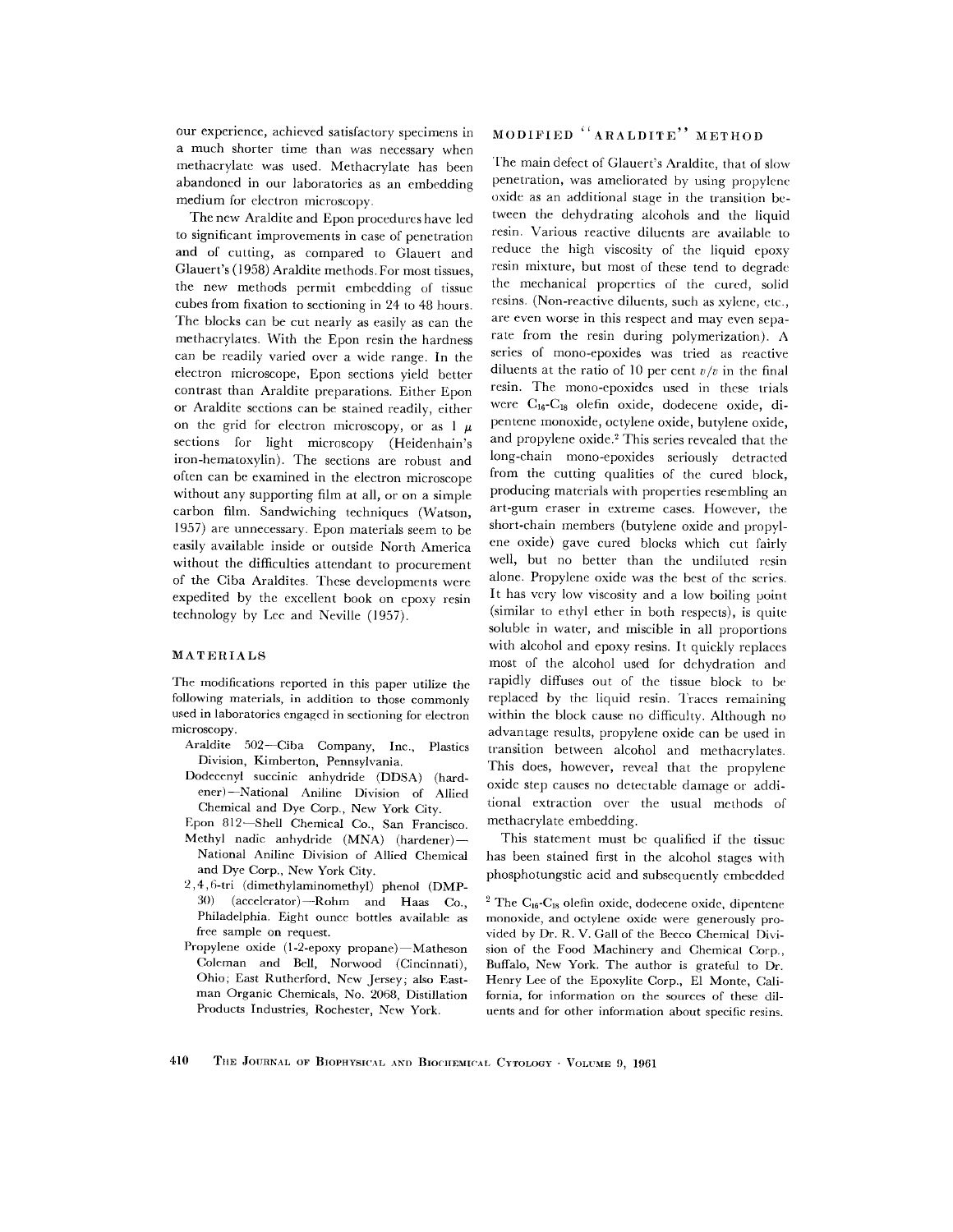our experience, achieved satisfactory specimens in a much shorter time than was necessary when methacrylate was used. Methacrylate has been abandoned in our laboratories as an embedding medium for electron microscopy.

The new Araldite and Epon procedures have led to significant improvements in case of penetration and of cutting, as compared to Glauert and Glauert's (1958) Araldite methods. For most tissues, the new methods permit embedding of tissue cubes from fixation to sectioning in 24 to 48 hours. The blocks can be cut nearly as easily as can the methacrylates. With the Epon resin the hardness can be readily varied over a wide range. In the electron microscope, Epon sections yield better contrast than Araldite preparations. Either Epon or Araldite sections can be stained readily, either on the grid for electron microscopy, or as 1 $\mu$ sections for light microscopy (Heidenhain's iron-hematoxylin). The sections are robust and often can be examined in the electron microscope without any supporting film at all, or on a simple carbon film. Sandwiching techniques (Watson, 1957) are unnecessary. Epon materials seem to be easily available inside or outside North America without the difficulties attendant to procurement of the Ciba Araldites. These developments were expedited by the excellent book on epoxy resin technology by Lee and Neville (1957).

## MATERIALS

The modifications reported in this paper utilize the following materials, in addition to those commonly used in laboratories engaged in sectioning for electron microscopy.

- Araldite 502—Ciba Company, Inc., Plastics Division, Kimberton, Pennsylvania.
- Dodecenyl succinic anhydride (DDSA) (hardener)—National Aniline Division of Allied Chemical and Dye Corp., New York City.
- Epon 812—Shell Chemical Co., San Francisco.
- Methyl nadic anhydride (MNA) (hardener)—National Aniline Division of Allied Chemical and Dye Corp., New York City.
- 2,4,6-tri (dimethylaminomethyl) phenol (DMP-30) (accelerator)—Rohm and Haas Co., Philadelphia. Eight ounce bottles available as free sample on request.
- Propylene oxide (1-2-epoxy propane)—Matheson Coleman and Bell, Norwood (Cincinnati), Ohio; East Rutherford, New Jersey; also Eastman Organic Chemicals, No. 2068, Distillation Products Industries, Rochester, New York.

## MODIFIED "ARALDITE" METHOD

The main defect of Glauert's Araldite, that of slow penetration, was ameliorated by using propylene oxide as an additional stage in the transition between the dehydrating alcohols and the liquid resin. Various reactive diluents are available to reduce the high viscosity of the liquid epoxy resin mixture, but most of these tend to degrade the mechanical properties of the cured, solid resins. (Non-reactive diluents, such as xylene, etc., are even worse in this respect and may even separate from the resin during polymerization). A series of mono-epoxides was tried as reactive diluents at the ratio of 10 per cent *v/v* in the final resin. The mono-epoxides used in these trials were $C_{16}$-$C_{18}$ olefin oxide, dodecene oxide, dipentene monoxide, octylene oxide, butylene oxide, and propylene oxide.[2] This series revealed that the long-chain mono-epoxides seriously detracted from the cutting qualities of the cured block, producing materials with properties resembling an art-gum eraser in extreme cases. However, the short-chain members (butylene oxide and propylene oxide) gave cured blocks which cut fairly well, but no better than the undiluted resin alone. Propylene oxide was the best of the series. It has very low viscosity and a low boiling point (similar to ethyl ether in both respects), is quite soluble in water, and miscible in all proportions with alcohol and epoxy resins. It quickly replaces most of the alcohol used for dehydration and rapidly diffuses out of the tissue block to be replaced by the liquid resin. Traces remaining within the block cause no difficulty. Although no advantage results, propylene oxide can be used in transition between alcohol and methacrylates. This does, however, reveal that the propylene oxide step causes no detectable damage or additional extraction over the usual methods of methacrylate embedding.

This statement must be qualified if the tissue has been stained first in the alcohol stages with phosphotungstic acid and subsequently embedded

[2] The $C_{16}$-$C_{18}$ olefin oxide, dodecene oxide, dipentene monoxide, and octylene oxide were generously provided by Dr. R. V. Gall of the Becco Chemical Division of the Food Machinery and Chemical Corp., Buffalo, New York. The author is grateful to Dr. Henry Lee of the Epoxylite Corp., El Monte, California, for information on the sources of these diluents and for other information about specific resins.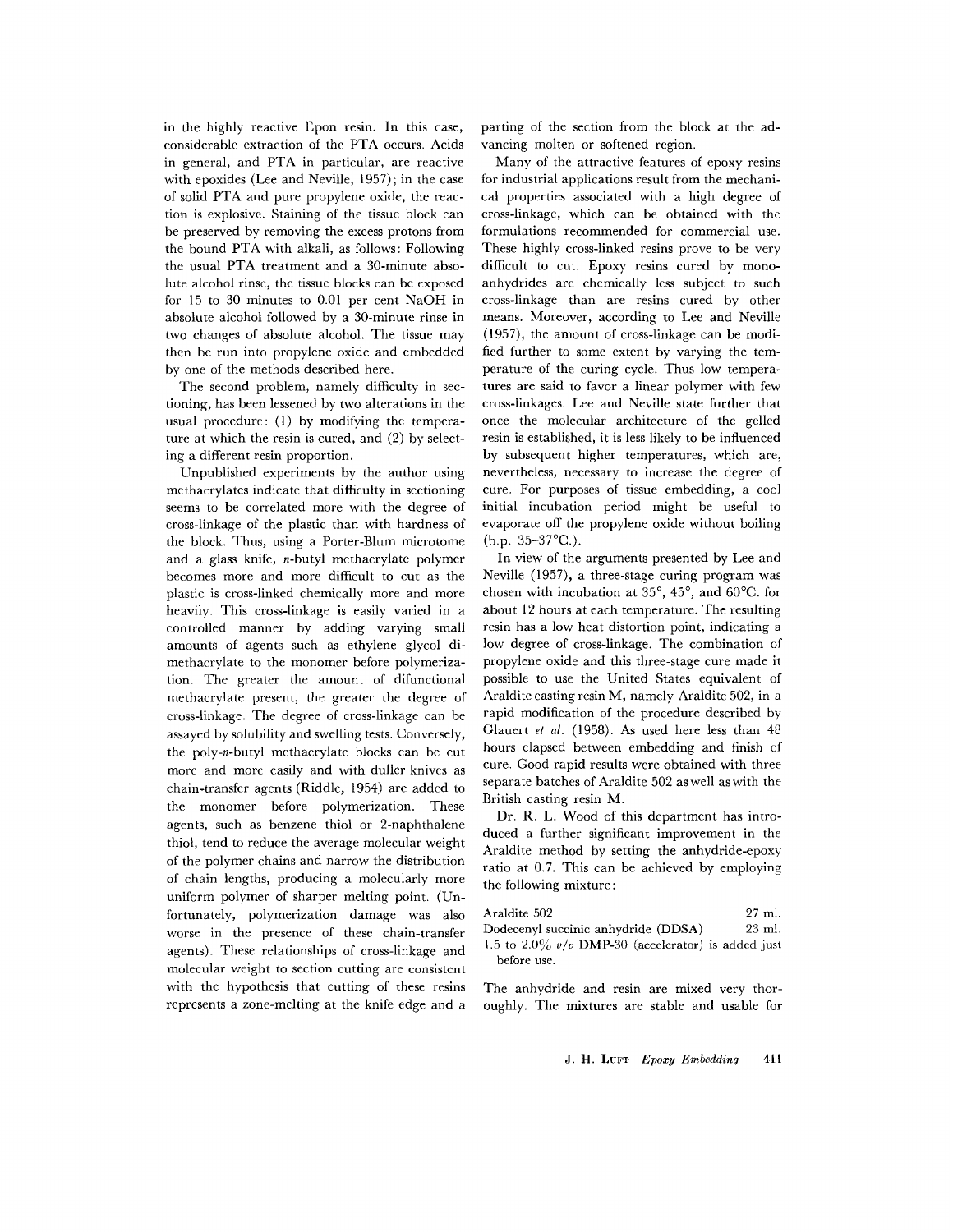in the highly reactive Epon resin. In this case, considerable extraction of the PTA occurs. Acids in general, and PTA in particular, are reactive with epoxides (Lee and Neville, 1957); in the case of solid PTA and pure propylene oxide, the reaction is explosive. Staining of the tissue block can be preserved by removing the excess protons from the bound PTA with alkali, as follows: Following the usual PTA treatment and a 30-minute absolute alcohol rinse, the tissue blocks can be exposed for 15 to 30 minutes to 0.01 per cent NaOH in absolute alcohol followed by a 30-minute rinse in two changes of absolute alcohol. The tissue may then be run into propylene oxide and embedded by one of the methods described here.

The second problem, namely difficulty in sectioning, has been lessened by two alterations in the usual procedure: (1) by modifying the temperature at which the resin is cured, and (2) by selecting a different resin proportion.

Unpublished experiments by the author using methacrylates indicate that difficulty in sectioning seems to be correlated more with the degree of cross-linkage of the plastic than with hardness of the block. Thus, using a Porter-Blum microtome and a glass knife, *n*-butyl methacrylate polymer becomes more and more difficult to cut as the plastic is cross-linked chemically more and more heavily. This cross-linkage is easily varied in a controlled manner by adding varying small amounts of agents such as ethylene glycol dimethacrylate to the monomer before polymerization. The greater the amount of difunctional methacrylate present, the greater the degree of cross-linkage. The degree of cross-linkage can be assayed by solubility and swelling tests. Conversely, the poly-*n*-butyl methacrylate blocks can be cut more and more easily and with duller knives as chain-transfer agents (Riddle, 1954) are added to the monomer before polymerization. These agents, such as benzene thiol or 2-naphthalene thiol, tend to reduce the average molecular weight of the polymer chains and narrow the distribution of chain lengths, producing a molecularly more uniform polymer of sharper melting point. (Unfortunately, polymerization damage was also worse in the presence of these chain-transfer agents). These relationships of cross-linkage and molecular weight to section cutting are consistent with the hypothesis that cutting of these resins represents a zone-melting at the knife edge and a parting of the section from the block at the advancing molten or softened region.

Many of the attractive features of epoxy resins for industrial applications result from the mechanical properties associated with a high degree of cross-linkage, which can be obtained with the formulations recommended for commercial use. These highly cross-linked resins prove to be very difficult to cut. Epoxy resins cured by monoanhydrides are chemically less subject to such cross-linkage than are resins cured by other means. Moreover, according to Lee and Neville (1957), the amount of cross-linkage can be modified further to some extent by varying the temperature of the curing cycle. Thus low temperatures are said to favor a linear polymer with few cross-linkages. Lee and Neville state further that once the molecular architecture of the gelled resin is established, it is less likely to be influenced by subsequent higher temperatures, which are, nevertheless, necessary to increase the degree of cure. For purposes of tissue embedding, a cool initial incubation period might be useful to evaporate off the propylene oxide without boiling (b.p. 35–37°C.).

In view of the arguments presented by Lee and Neville (1957), a three-stage curing program was chosen with incubation at 35°, 45°, and 60°C. for about 12 hours at each temperature. The resulting resin has a low heat distortion point, indicating a low degree of cross-linkage. The combination of propylene oxide and this three-stage cure made it possible to use the United States equivalent of Araldite casting resin M, namely Araldite 502, in a rapid modification of the procedure described by Glauert *et al.* (1958). As used here less than 48 hours elapsed between embedding and finish of cure. Good rapid results were obtained with three separate batches of Araldite 502 as well as with the British casting resin M.

Dr. R. L. Wood of this department has introduced a further significant improvement in the Araldite method by setting the anhydride-epoxy ratio at 0.7. This can be achieved by employing the following mixture:

| | |
|---|---|
| Araldite 502 | 27 ml. |
| Dodecenyl succinic anhydride (DDSA) | 23 ml. |

1.5 to 2.0% *v/v* DMP-30 (accelerator) is added just before use.

The anhydride and resin are mixed very thoroughly. The mixtures are stable and usable for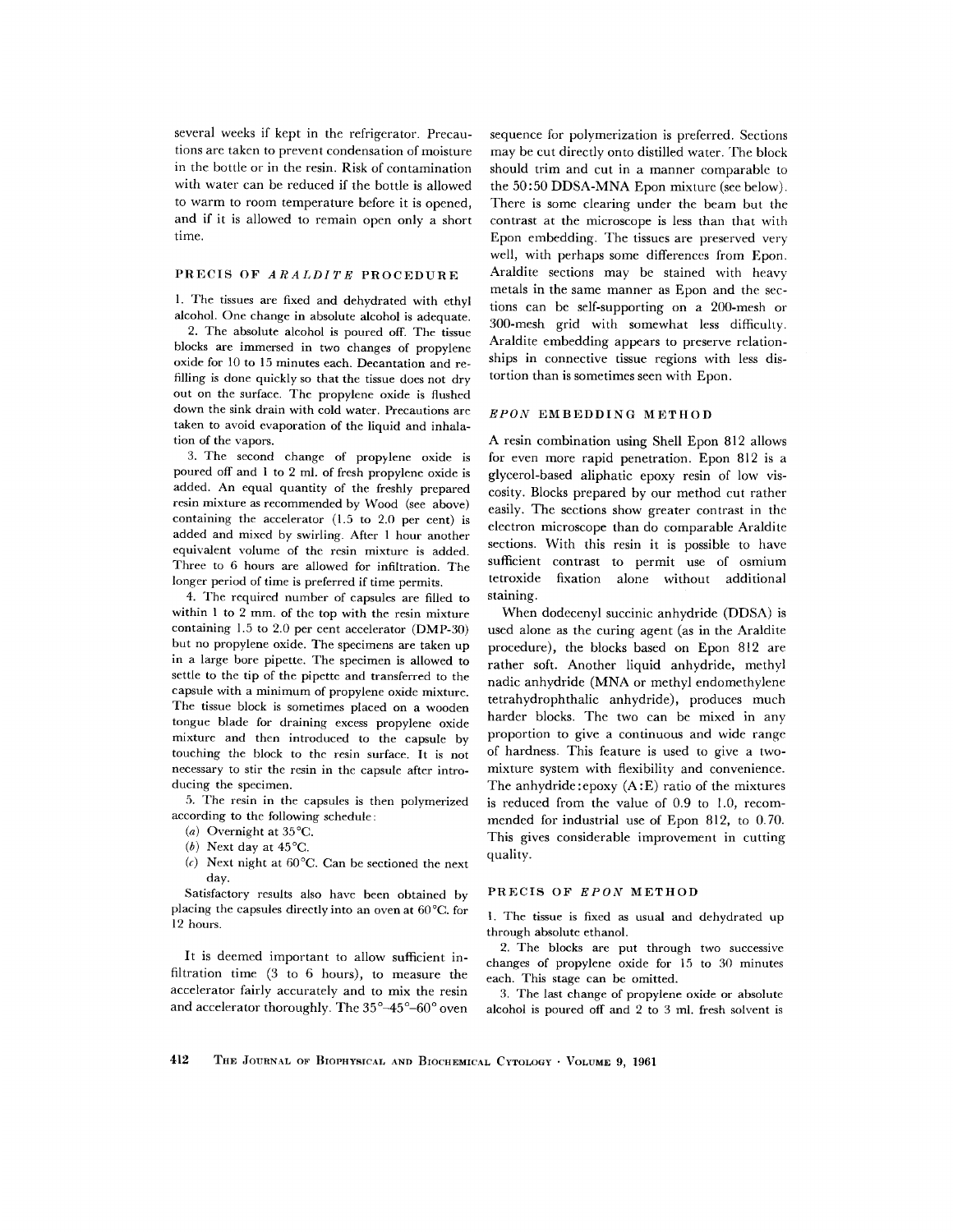several weeks if kept in the refrigerator. Precautions are taken to prevent condensation of moisture in the bottle or in the resin. Risk of contamination with water can be reduced if the bottle is allowed to warm to room temperature before it is opened, and if it is allowed to remain open only a short time.

## PRECIS OF *ARALDITE* PROCEDURE

1. The tissues are fixed and dehydrated with ethyl alcohol. One change in absolute alcohol is adequate.

2. The absolute alcohol is poured off. The tissue blocks are immersed in two changes of propylene oxide for 10 to 15 minutes each. Decantation and refilling is done quickly so that the tissue does not dry out on the surface. The propylene oxide is flushed down the sink drain with cold water. Precautions are taken to avoid evaporation of the liquid and inhalation of the vapors.

3. The second change of propylene oxide is poured off and 1 to 2 ml. of fresh propylene oxide is added. An equal quantity of the freshly prepared resin mixture as recommended by Wood (see above) containing the accelerator (1.5 to 2.0 per cent) is added and mixed by swirling. After 1 hour another equivalent volume of the resin mixture is added. Three to 6 hours are allowed for infiltration. The longer period of time is preferred if time permits.

4. The required number of capsules are filled to within 1 to 2 mm. of the top with the resin mixture containing 1.5 to 2.0 per cent accelerator (DMP-30) but no propylene oxide. The specimens are taken up in a large bore pipette. The specimen is allowed to settle to the tip of the pipette and transferred to the capsule with a minimum of propylene oxide mixture. The tissue block is sometimes placed on a wooden tongue blade for draining excess propylene oxide mixture and then introduced to the capsule by touching the block to the resin surface. It is not necessary to stir the resin in the capsule after introducing the specimen.

5. The resin in the capsules is then polymerized according to the following schedule:

(*a*) Overnight at 35°C.

(*b*) Next day at 45°C.

(*c*) Next night at 60°C. Can be sectioned the next day.

Satisfactory results also have been obtained by placing the capsules directly into an oven at 60°C. for 12 hours.

It is deemed important to allow sufficient infiltration time (3 to 6 hours), to measure the accelerator fairly accurately and to mix the resin and accelerator thoroughly. The 35°–45°–60° oven sequence for polymerization is preferred. Sections may be cut directly onto distilled water. The block should trim and cut in a manner comparable to the 50:50 DDSA-MNA Epon mixture (see below). There is some clearing under the beam but the contrast at the microscope is less than that with Epon embedding. The tissues are preserved very well, with perhaps some differences from Epon. Araldite sections may be stained with heavy metals in the same manner as Epon and the sections can be self-supporting on a 200-mesh or 300-mesh grid with somewhat less difficulty. Araldite embedding appears to preserve relationships in connective tissue regions with less distortion than is sometimes seen with Epon.

## *EPON* EMBEDDING METHOD

A resin combination using Shell Epon 812 allows for even more rapid penetration. Epon 812 is a glycerol-based aliphatic epoxy resin of low viscosity. Blocks prepared by our method cut rather easily. The sections show greater contrast in the electron microscope than do comparable Araldite sections. With this resin it is possible to have sufficient contrast to permit use of osmium tetroxide fixation alone without additional staining.

When dodecenyl succinic anhydride (DDSA) is used alone as the curing agent (as in the Araldite procedure), the blocks based on Epon 812 are rather soft. Another liquid anhydride, methyl nadic anhydride (MNA or methyl endomethylene tetrahydrophthalic anhydride), produces much harder blocks. The two can be mixed in any proportion to give a continuous and wide range of hardness. This feature is used to give a two-mixture system with flexibility and convenience. The anhydride:epoxy (A:E) ratio of the mixtures is reduced from the value of 0.9 to 1.0, recommended for industrial use of Epon 812, to 0.70. This gives considerable improvement in cutting quality.

## PRECIS OF *EPON* METHOD

1. The tissue is fixed as usual and dehydrated up through absolute ethanol.

2. The blocks are put through two successive changes of propylene oxide for 15 to 30 minutes each. This stage can be omitted.

3. The last change of propylene oxide or absolute alcohol is poured off and 2 to 3 ml. fresh solvent is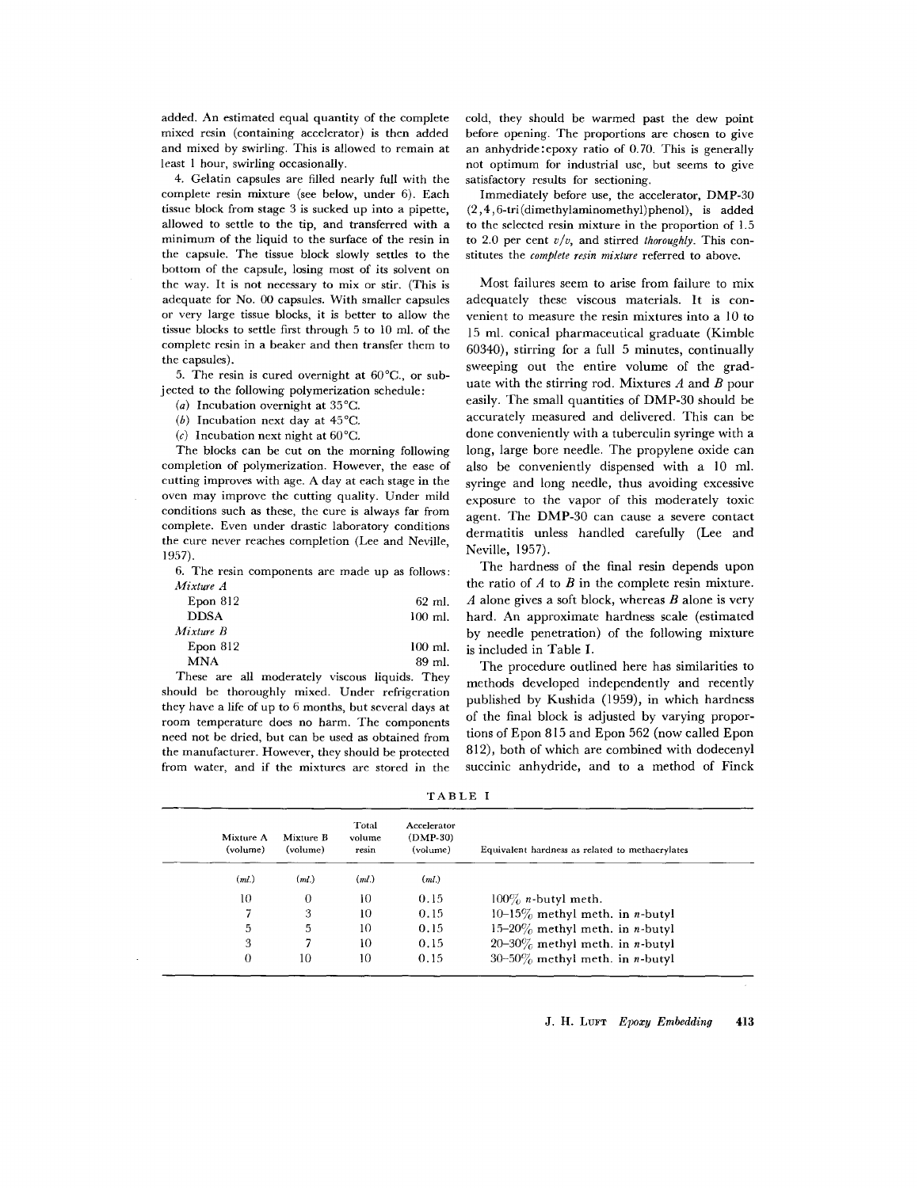added. An estimated equal quantity of the complete mixed resin (containing accelerator) is then added and mixed by swirling. This is allowed to remain at least 1 hour, swirling occasionally.

4. Gelatin capsules are filled nearly full with the complete resin mixture (see below, under 6). Each tissue block from stage 3 is sucked up into a pipette, allowed to settle to the tip, and transferred with a minimum of the liquid to the surface of the resin in the capsule. The tissue block slowly settles to the bottom of the capsule, losing most of its solvent on the way. It is not necessary to mix or stir. (This is adequate for No. 00 capsules. With smaller capsules or very large tissue blocks, it is better to allow the tissue blocks to settle first through 5 to 10 ml. of the complete resin in a beaker and then transfer them to the capsules).

5. The resin is cured overnight at 60°C., or subjected to the following polymerization schedule:

(*a*) Incubation overnight at 35°C.

(*b*) Incubation next day at 45°C.

(*c*) Incubation next night at 60°C.

The blocks can be cut on the morning following completion of polymerization. However, the ease of cutting improves with age. A day at each stage in the oven may improve the cutting quality. Under mild conditions such as these, the cure is always far from complete. Even under drastic laboratory conditions the cure never reaches completion (Lee and Neville, 1957).

6. The resin components are made up as follows:

*Mixture A*

| | |
|---|---|
| Epon 812 | 62 ml. |
| DDSA | 100 ml. |

*Mixture B*

| | |
|---|---|
| Epon 812 | 100 ml. |
| MNA | 89 ml. |

These are all moderately viscous liquids. They should be thoroughly mixed. Under refrigeration they have a life of up to 6 months, but several days at room temperature does no harm. The components need not be dried, but can be used as obtained from the manufacturer. However, they should be protected from water, and if the mixtures are stored in the cold, they should be warmed past the dew point before opening. The proportions are chosen to give an anhydride:epoxy ratio of 0.70. This is generally not optimum for industrial use, but seems to give satisfactory results for sectioning.

Immediately before use, the accelerator, DMP-30 (2,4,6-tri(dimethylaminomethyl)phenol), is added to the selected resin mixture in the proportion of 1.5 to 2.0 per cent *v/v*, and stirred *thoroughly*. This constitutes the *complete resin mixture* referred to above.

Most failures seem to arise from failure to mix adequately these viscous materials. It is convenient to measure the resin mixtures into a 10 to 15 ml. conical pharmaceutical graduate (Kimble 60340), stirring for a full 5 minutes, continually sweeping out the entire volume of the graduate with the stirring rod. Mixtures *A* and *B* pour easily. The small quantities of DMP-30 should be accurately measured and delivered. This can be done conveniently with a tuberculin syringe with a long, large bore needle. The propylene oxide can also be conveniently dispensed with a 10 ml. syringe and long needle, thus avoiding excessive exposure to the vapor of this moderately toxic agent. The DMP-30 can cause a severe contact dermatitis unless handled carefully (Lee and Neville, 1957).

The hardness of the final resin depends upon the ratio of *A* to *B* in the complete resin mixture. *A* alone gives a soft block, whereas *B* alone is very hard. An approximate hardness scale (estimated by needle penetration) of the following mixture is included in Table I.

The procedure outlined here has similarities to methods developed independently and recently published by Kushida (1959), in which hardness of the final block is adjusted by varying proportions of Epon 815 and Epon 562 (now called Epon 812), both of which are combined with dodecenyl succinic anhydride, and to a method of Finck

TABLE I

| Mixture A (volume) | Mixture B (volume) | Total volume resin | Accelerator (DMP-30) (volume) | Equivalent hardness as related to methacrylates |
|---|---|---|---|---|
| *(ml.)* | *(ml.)* | *(ml.)* | *(ml.)* | |
| 10 | 0 | 10 | 0.15 | 100% *n*-butyl meth. |
| 7 | 3 | 10 | 0.15 | 10–15% methyl meth. in *n*-butyl |
| 5 | 5 | 10 | 0.15 | 15–20% methyl meth. in *n*-butyl |
| 3 | 7 | 10 | 0.15 | 20–30% methyl meth. in *n*-butyl |
| 0 | 10 | 10 | 0.15 | 30–50% methyl meth. in *n*-butyl |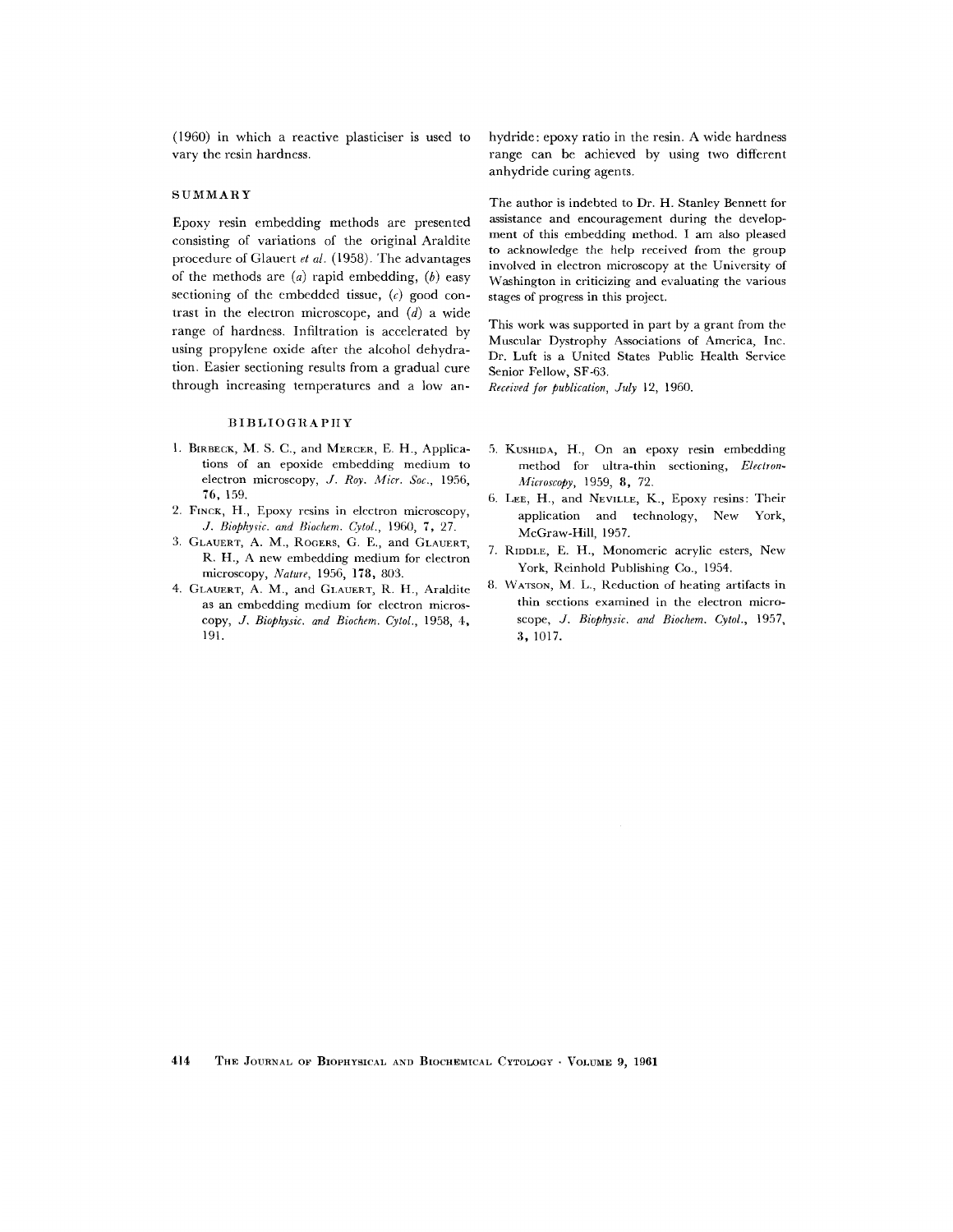(1960) in which a reactive plasticiser is used to vary the resin hardness.

## SUMMARY

Epoxy resin embedding methods are presented consisting of variations of the original Araldite procedure of Glauert *et al.* (1958). The advantages of the methods are (*a*) rapid embedding, (*b*) easy sectioning of the embedded tissue, (*c*) good contrast in the electron microscope, and (*d*) a wide range of hardness. Infiltration is accelerated by using propylene oxide after the alcohol dehydration. Easier sectioning results from a gradual cure through increasing temperatures and a low anhydride: epoxy ratio in the resin. A wide hardness range can be achieved by using two different anhydride curing agents.

The author is indebted to Dr. H. Stanley Bennett for assistance and encouragement during the development of this embedding method. I am also pleased to acknowledge the help received from the group involved in electron microscopy at the University of Washington in criticizing and evaluating the various stages of progress in this project.

This work was supported in part by a grant from the Muscular Dystrophy Associations of America, Inc. Dr. Luft is a United States Public Health Service Senior Fellow, SF-63.

*Received for publication, July* 12, 1960.

## BIBLIOGRAPHY

1. Birbeck, M. S. C., and Mercer, E. H., Applications of an epoxide embedding medium to electron microscopy, *J. Roy. Micr. Soc.*, 1956, **76**, 159.
2. Finck, H., Epoxy resins in electron microscopy, *J. Biophysic. and Biochem. Cytol.*, 1960, **7**, 27.
3. Glauert, A. M., Rogers, G. E., and Glauert, R. H., A new embedding medium for electron microscopy, *Nature*, 1956, **178**, 803.
4. Glauert, A. M., and Glauert, R. H., Araldite as an embedding medium for electron microscopy, *J. Biophysic. and Biochem. Cytol.*, 1958, **4**, 191.
5. Kushida, H., On an epoxy resin embedding method for ultra-thin sectioning, *Electron-Microscopy*, 1959, **8**, 72.
6. Lee, H., and Neville, K., Epoxy resins: Their application and technology, New York, McGraw-Hill, 1957.
7. Riddle, E. H., Monomeric acrylic esters, New York, Reinhold Publishing Co., 1954.
8. Watson, M. L., Reduction of heating artifacts in thin sections examined in the electron microscope, *J. Biophysic. and Biochem. Cytol.*, 1957, **3**, 1017.